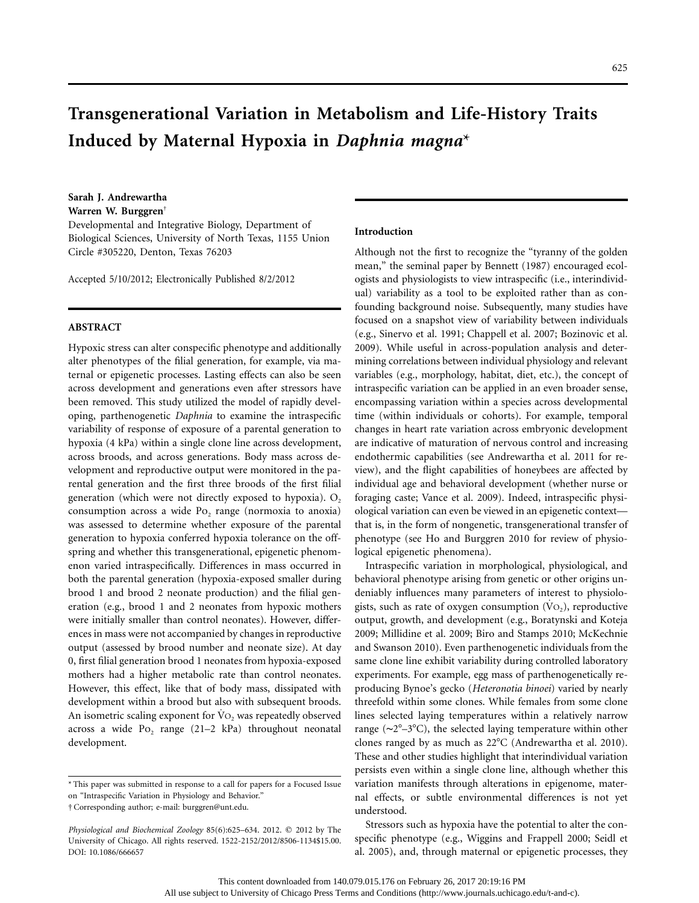# Transgenerational Variation in Metabolism and Life-History Traits Induced by Maternal Hypoxia in *Daphnia magna**

**Sarah J. Andrewartha**
**Warren W. Burggren**†

Developmental and Integrative Biology, Department of Biological Sciences, University of North Texas, 1155 Union Circle #305220, Denton, Texas 76203

Accepted 5/10/2012; Electronically Published 8/2/2012

## ABSTRACT

Hypoxic stress can alter conspecific phenotype and additionally alter phenotypes of the filial generation, for example, via maternal or epigenetic processes. Lasting effects can also be seen across development and generations even after stressors have been removed. This study utilized the model of rapidly developing, parthenogenetic *Daphnia* to examine the intraspecific variability of response of exposure of a parental generation to hypoxia (4 kPa) within a single clone line across development, across broods, and across generations. Body mass across development and reproductive output were monitored in the parental generation and the first three broods of the first filial generation (which were not directly exposed to hypoxia). $O_2$ consumption across a wide $Po_2$ range (normoxia to anoxia) was assessed to determine whether exposure of the parental generation to hypoxia conferred hypoxia tolerance on the offspring and whether this transgenerational, epigenetic phenomenon varied intraspecifically. Differences in mass occurred in both the parental generation (hypoxia-exposed smaller during brood 1 and brood 2 neonate production) and the filial generation (e.g., brood 1 and 2 neonates from hypoxic mothers were initially smaller than control neonates). However, differences in mass were not accompanied by changes in reproductive output (assessed by brood number and neonate size). At day 0, first filial generation brood 1 neonates from hypoxia-exposed mothers had a higher metabolic rate than control neonates. However, this effect, like that of body mass, dissipated with development within a brood but also with subsequent broods. An isometric scaling exponent for $\dot{V}o_2$ was repeatedly observed across a wide $Po_2$ range (21–2 kPa) throughout neonatal development.

## Introduction

Although not the first to recognize the "tyranny of the golden mean," the seminal paper by Bennett (1987) encouraged ecologists and physiologists to view intraspecific (i.e., interindividual) variability as a tool to be exploited rather than as confounding background noise. Subsequently, many studies have focused on a snapshot view of variability between individuals (e.g., Sinervo et al. 1991; Chappell et al. 2007; Bozinovic et al. 2009). While useful in across-population analysis and determining correlations between individual physiology and relevant variables (e.g., morphology, habitat, diet, etc.), the concept of intraspecific variation can be applied in an even broader sense, encompassing variation within a species across developmental time (within individuals or cohorts). For example, temporal changes in heart rate variation across embryonic development are indicative of maturation of nervous control and increasing endothermic capabilities (see Andrewartha et al. 2011 for review), and the flight capabilities of honeybees are affected by individual age and behavioral development (whether nurse or foraging caste; Vance et al. 2009). Indeed, intraspecific physiological variation can even be viewed in an epigenetic context—that is, in the form of nongenetic, transgenerational transfer of phenotype (see Ho and Burggren 2010 for review of physiological epigenetic phenomena).

Intraspecific variation in morphological, physiological, and behavioral phenotype arising from genetic or other origins undeniably influences many parameters of interest to physiologists, such as rate of oxygen consumption ($\dot{V}o_2$), reproductive output, growth, and development (e.g., Boratynski and Koteja 2009; Millidine et al. 2009; Biro and Stamps 2010; McKechnie and Swanson 2010). Even parthenogenetic individuals from the same clone line exhibit variability during controlled laboratory experiments. For example, egg mass of parthenogenetically reproducing Bynoe's gecko (*Heteronotia binoei*) varied by nearly threefold within some clones. While females from some clone lines selected laying temperatures within a relatively narrow range (~2°–3°C), the selected laying temperature within other clones ranged by as much as 22°C (Andrewartha et al. 2010). These and other studies highlight that interindividual variation persists even within a single clone line, although whether this variation manifests through alterations in epigenome, maternal effects, or subtle environmental differences is not yet understood.

Stressors such as hypoxia have the potential to alter the conspecific phenotype (e.g., Wiggins and Frappell 2000; Seidl et al. 2005), and, through maternal or epigenetic processes, they

---

* This paper was submitted in response to a call for papers for a Focused Issue on "Intraspecific Variation in Physiology and Behavior."

† Corresponding author; e-mail: burggren@unt.edu.

*Physiological and Biochemical Zoology* 85(6):625–634. 2012. © 2012 by The University of Chicago. All rights reserved. 1522-2152/2012/8506-1134$15.00. DOI: 10.1086/666657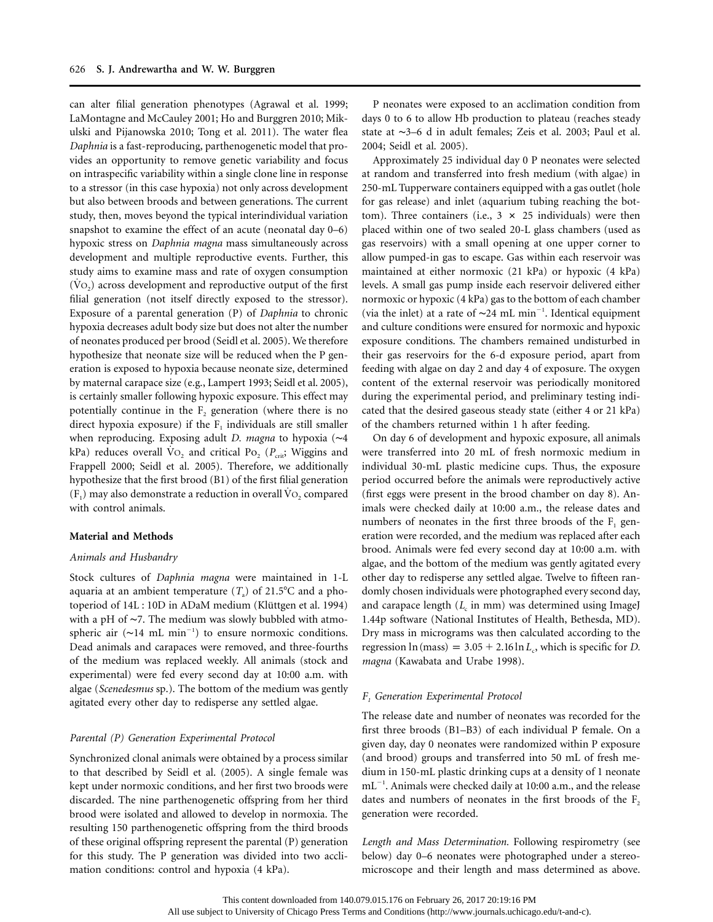can alter filial generation phenotypes (Agrawal et al. 1999; LaMontagne and McCauley 2001; Ho and Burggren 2010; Mikulski and Pijanowska 2010; Tong et al. 2011). The water flea *Daphnia* is a fast-reproducing, parthenogenetic model that provides an opportunity to remove genetic variability and focus on intraspecific variability within a single clone line in response to a stressor (in this case hypoxia) not only across development but also between broods and between generations. The current study, then, moves beyond the typical interindividual variation snapshot to examine the effect of an acute (neonatal day 0–6) hypoxic stress on *Daphnia magna* mass simultaneously across development and multiple reproductive events. Further, this study aims to examine mass and rate of oxygen consumption ($\dot{V}O_2$) across development and reproductive output of the first filial generation (not itself directly exposed to the stressor). Exposure of a parental generation (P) of *Daphnia* to chronic hypoxia decreases adult body size but does not alter the number of neonates produced per brood (Seidl et al. 2005). We therefore hypothesize that neonate size will be reduced when the P generation is exposed to hypoxia because neonate size, determined by maternal carapace size (e.g., Lampert 1993; Seidl et al. 2005), is certainly smaller following hypoxic exposure. This effect may potentially continue in the $F_2$ generation (where there is no direct hypoxia exposure) if the $F_1$ individuals are still smaller when reproducing. Exposing adult *D. magna* to hypoxia (~4 kPa) reduces overall $\dot{V}O_2$ and critical $PO_2$ ($P_{crit}$; Wiggins and Frappell 2000; Seidl et al. 2005). Therefore, we additionally hypothesize that the first brood (B1) of the first filial generation ($F_1$) may also demonstrate a reduction in overall $\dot{V}O_2$ compared with control animals.

## Material and Methods

### *Animals and Husbandry*

Stock cultures of *Daphnia magna* were maintained in 1-L aquaria at an ambient temperature ($T_a$) of 21.5°C and a photoperiod of 14L : 10D in ADaM medium (Klüttgen et al. 1994) with a pH of ~7. The medium was slowly bubbled with atmospheric air (~14 mL min$^{-1}$) to ensure normoxic conditions. Dead animals and carapaces were removed, and three-fourths of the medium was replaced weekly. All animals (stock and experimental) were fed every second day at 10:00 a.m. with algae (*Scenedesmus* sp.). The bottom of the medium was gently agitated every other day to redisperse any settled algae.

### *Parental (P) Generation Experimental Protocol*

Synchronized clonal animals were obtained by a process similar to that described by Seidl et al. (2005). A single female was kept under normoxic conditions, and her first two broods were discarded. The nine parthenogenetic offspring from her third brood were isolated and allowed to develop in normoxia. The resulting 150 parthenogenetic offspring from the third broods of these original offspring represent the parental (P) generation for this study. The P generation was divided into two acclimation conditions: control and hypoxia (4 kPa).

P neonates were exposed to an acclimation condition from days 0 to 6 to allow Hb production to plateau (reaches steady state at ~3–6 d in adult females; Zeis et al. 2003; Paul et al. 2004; Seidl et al. 2005).

Approximately 25 individual day 0 P neonates were selected at random and transferred into fresh medium (with algae) in 250-mL Tupperware containers equipped with a gas outlet (hole for gas release) and inlet (aquarium tubing reaching the bottom). Three containers (i.e., 3 × 25 individuals) were then placed within one of two sealed 20-L glass chambers (used as gas reservoirs) with a small opening at one upper corner to allow pumped-in gas to escape. Gas within each reservoir was maintained at either normoxic (21 kPa) or hypoxic (4 kPa) levels. A small gas pump inside each reservoir delivered either normoxic or hypoxic (4 kPa) gas to the bottom of each chamber (via the inlet) at a rate of ~24 mL min$^{-1}$. Identical equipment and culture conditions were ensured for normoxic and hypoxic exposure conditions. The chambers remained undisturbed in their gas reservoirs for the 6-d exposure period, apart from feeding with algae on day 2 and day 4 of exposure. The oxygen content of the external reservoir was periodically monitored during the experimental period, and preliminary testing indicated that the desired gaseous steady state (either 4 or 21 kPa) of the chambers returned within 1 h after feeding.

On day 6 of development and hypoxic exposure, all animals were transferred into 20 mL of fresh normoxic medium in individual 30-mL plastic medicine cups. Thus, the exposure period occurred before the animals were reproductively active (first eggs were present in the brood chamber on day 8). Animals were checked daily at 10:00 a.m., the release dates and numbers of neonates in the first three broods of the $F_1$ generation were recorded, and the medium was replaced after each brood. Animals were fed every second day at 10:00 a.m. with algae, and the bottom of the medium was gently agitated every other day to redisperse any settled algae. Twelve to fifteen randomly chosen individuals were photographed every second day, and carapace length ($L_c$ in mm) was determined using ImageJ 1.44p software (National Institutes of Health, Bethesda, MD). Dry mass in micrograms was then calculated according to the regression $\ln(\text{mass}) = 3.05 + 2.16 \ln L_c$, which is specific for *D. magna* (Kawabata and Urabe 1998).

### *$F_1$ Generation Experimental Protocol*

The release date and number of neonates was recorded for the first three broods (B1–B3) of each individual P female. On a given day, day 0 neonates were randomized within P exposure (and brood) groups and transferred into 50 mL of fresh medium in 150-mL plastic drinking cups at a density of 1 neonate mL$^{-1}$. Animals were checked daily at 10:00 a.m., and the release dates and numbers of neonates in the first broods of the $F_2$ generation were recorded.

*Length and Mass Determination.* Following respirometry (see below) day 0–6 neonates were photographed under a stereomicroscope and their length and mass determined as above.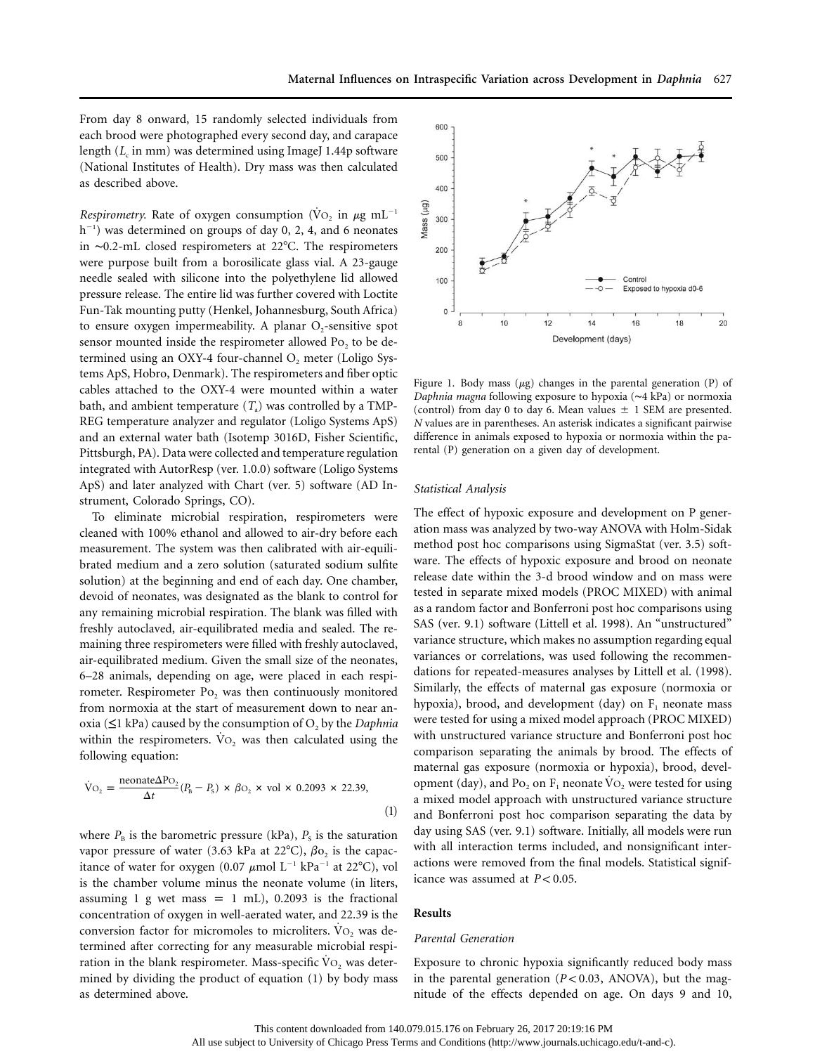From day 8 onward, 15 randomly selected individuals from each brood were photographed every second day, and carapace length ($L_c$ in mm) was determined using ImageJ 1.44p software (National Institutes of Health). Dry mass was then calculated as described above.

*Respirometry.* Rate of oxygen consumption ($\dot{V}O_2$ in $\mu$g mL$^{-1}$ h$^{-1}$) was determined on groups of day 0, 2, 4, and 6 neonates in ~0.2-mL closed respirometers at 22°C. The respirometers were purpose built from a borosilicate glass vial. A 23-gauge needle sealed with silicone into the polyethylene lid allowed pressure release. The entire lid was further covered with Loctite Fun-Tak mounting putty (Henkel, Johannesburg, South Africa) to ensure oxygen impermeability. A planar $O_2$-sensitive spot sensor mounted inside the respirometer allowed $Po_2$ to be determined using an OXY-4 four-channel $O_2$ meter (Loligo Systems ApS, Hobro, Denmark). The respirometers and fiber optic cables attached to the OXY-4 were mounted within a water bath, and ambient temperature ($T_a$) was controlled by a TMP-REG temperature analyzer and regulator (Loligo Systems ApS) and an external water bath (Isotemp 3016D, Fisher Scientific, Pittsburgh, PA). Data were collected and temperature regulation integrated with AutorResp (ver. 1.0.0) software (Loligo Systems ApS) and later analyzed with Chart (ver. 5) software (AD Instrument, Colorado Springs, CO).

To eliminate microbial respiration, respirometers were cleaned with 100% ethanol and allowed to air-dry before each measurement. The system was then calibrated with air-equilibrated medium and a zero solution (saturated sodium sulfite solution) at the beginning and end of each day. One chamber, devoid of neonates, was designated as the blank to control for any remaining microbial respiration. The blank was filled with freshly autoclaved, air-equilibrated media and sealed. The remaining three respirometers were filled with freshly autoclaved, air-equilibrated medium. Given the small size of the neonates, 6–28 animals, depending on age, were placed in each respirometer. Respirometer $Po_2$ was then continuously monitored from normoxia at the start of measurement down to near anoxia (≤1 kPa) caused by the consumption of $O_2$ by the *Daphnia* within the respirometers. $\dot{V}O_2$ was then calculated using the following equation:

$$\dot{V}O_2 = \frac{\text{neonate}\Delta Po_2}{\Delta t}(P_B - P_S) \times \beta o_2 \times \text{vol} \times 0.2093 \times 22.39, \tag{1}$$

where $P_B$ is the barometric pressure (kPa), $P_S$ is the saturation vapor pressure of water (3.63 kPa at 22°C), $\beta o_2$ is the capacitance of water for oxygen (0.07 $\mu$mol L$^{-1}$ kPa$^{-1}$ at 22°C), vol is the chamber volume minus the neonate volume (in liters, assuming 1 g wet mass = 1 mL), 0.2093 is the fractional concentration of oxygen in well-aerated water, and 22.39 is the conversion factor for micromoles to microliters. $\dot{V}O_2$ was determined after correcting for any measurable microbial respiration in the blank respirometer. Mass-specific $\dot{V}O_2$ was determined by dividing the product of equation (1) by body mass as determined above.

Figure 1. Body mass ($\mu$g) changes in the parental generation (P) of *Daphnia magna* following exposure to hypoxia (~4 kPa) or normoxia (control) from day 0 to day 6. Mean values ± 1 SEM are presented. *N* values are in parentheses. An asterisk indicates a significant pairwise difference in animals exposed to hypoxia or normoxia within the parental (P) generation on a given day of development.

### Statistical Analysis

The effect of hypoxic exposure and development on P generation mass was analyzed by two-way ANOVA with Holm-Sidak method post hoc comparisons using SigmaStat (ver. 3.5) software. The effects of hypoxic exposure and brood on neonate release date within the 3-d brood window and on mass were tested in separate mixed models (PROC MIXED) with animal as a random factor and Bonferroni post hoc comparisons using SAS (ver. 9.1) software (Littell et al. 1998). An "unstructured" variance structure, which makes no assumption regarding equal variances or correlations, was used following the recommendations for repeated-measures analyses by Littell et al. (1998). Similarly, the effects of maternal gas exposure (normoxia or hypoxia), brood, and development (day) on $F_1$ neonate mass were tested for using a mixed model approach (PROC MIXED) with unstructured variance structure and Bonferroni post hoc comparison separating the animals by brood. The effects of maternal gas exposure (normoxia or hypoxia), brood, development (day), and $Po_2$ on $F_1$ neonate $\dot{V}O_2$ were tested for using a mixed model approach with unstructured variance structure and Bonferroni post hoc comparison separating the data by day using SAS (ver. 9.1) software. Initially, all models were run with all interaction terms included, and nonsignificant interactions were removed from the final models. Statistical significance was assumed at $P < 0.05$.

## Results

### Parental Generation

Exposure to chronic hypoxia significantly reduced body mass in the parental generation ($P < 0.03$, ANOVA), but the magnitude of the effects depended on age. On days 9 and 10,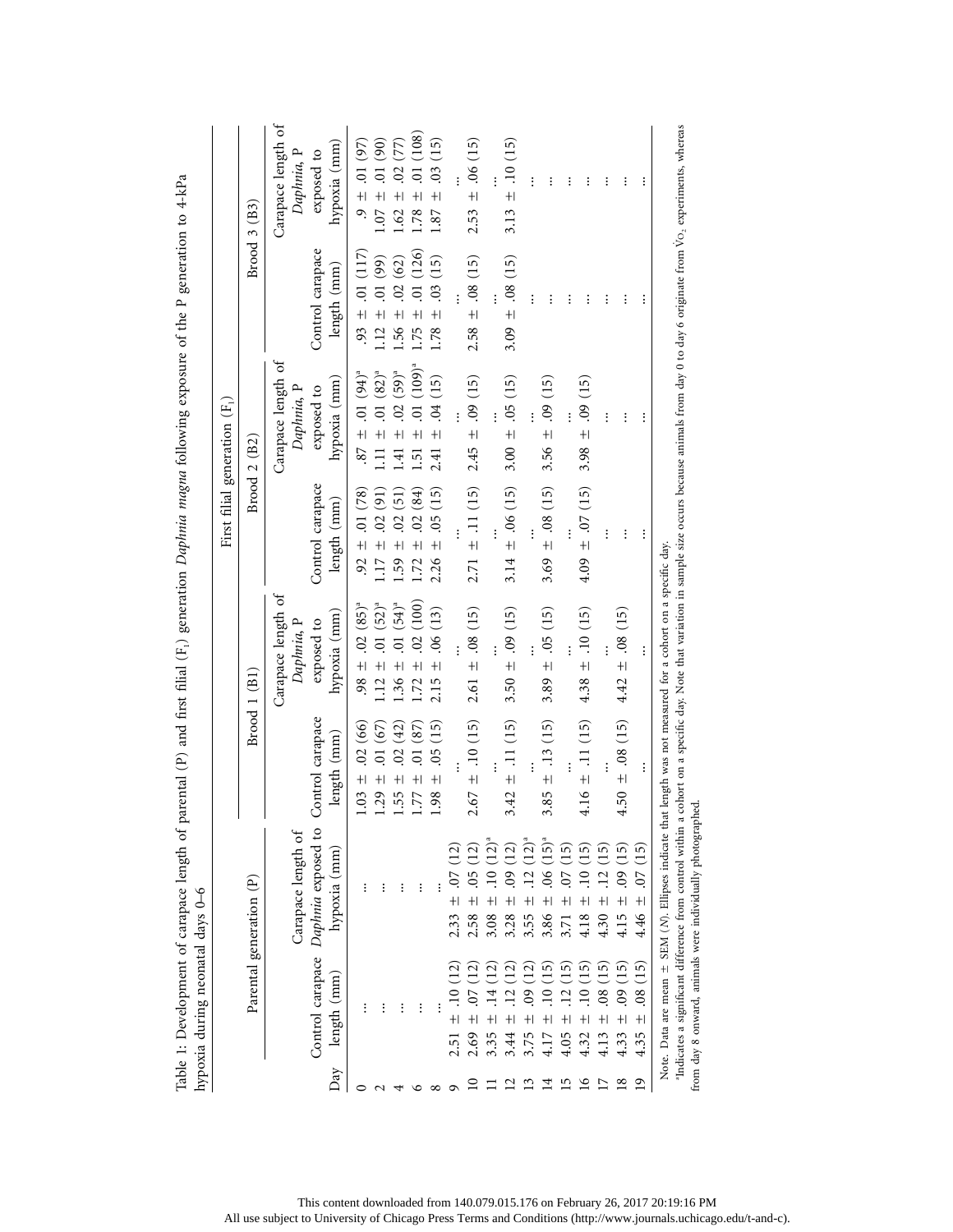Table 1: Development of carapace length of parental (P) and first filial ($F_1$) generation *Daphnia magna* following exposure of the P generation to 4-kPa hypoxia during neonatal days 0–6

| | Parental generation (P) | | First filial generation ($F_1$) | | | | | |
|---|---|---|---|---|---|---|---|---|
| | | | Brood 1 (B1) | | Brood 2 (B2) | | Brood 3 (B3) | |
| Day | Control carapace length (mm) | Carapace length of *Daphnia* exposed to hypoxia (mm) | Control carapace length (mm) | Carapace length of *Daphnia*, P exposed to hypoxia (mm) | Control carapace length (mm) | Carapace length of *Daphnia*, P exposed to hypoxia (mm) | Control carapace length (mm) | Carapace length of *Daphnia*, P exposed to hypoxia (mm) |
| 0 | ... | ... | 1.03 ± .02 (66) | .98 ± .02 (85)[a] | .92 ± .01 (78) | .87 ± .01 (94)[a] | .93 ± .01 (117) | .9 ± .01 (97) |
| 2 | ... | ... | 1.29 ± .01 (67) | 1.12 ± .01 (52)[a] | 1.17 ± .02 (91) | 1.11 ± .01 (82)[a] | 1.12 ± .01 (99) | 1.07 ± .01 (90) |
| 4 | ... | ... | 1.55 ± .02 (42) | 1.36 ± .01 (54)[a] | 1.59 ± .02 (51) | 1.41 ± .02 (59)[a] | 1.56 ± .02 (62) | 1.62 ± .02 (77) |
| 6 | ... | ... | 1.77 ± .01 (87) | 1.72 ± .02 (100) | 1.72 ± .02 (84) | 1.51 ± .01 (109)[a] | 1.75 ± .01 (126) | 1.78 ± .01 (108) |
| 8 | ... | ... | 1.98 ± .05 (15) | 2.15 ± .06 (13) | 2.26 ± .05 (15) | 2.41 ± .04 (15) | 1.78 ± .03 (15) | 1.87 ± .03 (15) |
| 9 | 2.51 ± .10 (12) | 2.33 ± .07 (12) | ... | ... | ... | ... | ... | ... |
| 10 | 2.69 ± .07 (12) | 2.58 ± .05 (12) | 2.67 ± .10 (15) | 2.61 ± .08 (15) | 2.71 ± .11 (15) | 2.45 ± .09 (15) | 2.58 ± .08 (15) | 2.53 ± .06 (15) |
| 11 | 3.35 ± .14 (12) | 3.08 ± .10 (12)[a] | ... | ... | ... | ... | ... | ... |
| 12 | 3.44 ± .12 (12) | 3.28 ± .09 (12) | 3.42 ± .11 (15) | 3.50 ± .09 (15) | 3.14 ± .06 (15) | 3.00 ± .05 (15) | 3.09 ± .08 (15) | 3.13 ± .10 (15) |
| 13 | 3.75 ± .09 (12) | 3.55 ± .12 (12)[a] | ... | ... | ... | ... | ... | ... |
| 14 | 4.17 ± .10 (15) | 3.86 ± .06 (15)[a] | 3.85 ± .13 (15) | 3.89 ± .05 (15) | 3.69 ± .08 (15) | 3.56 ± .09 (15) | ... | ... |
| 15 | 4.05 ± .12 (15) | 3.71 ± .07 (15) | ... | ... | ... | ... | ... | ... |
| 16 | 4.32 ± .10 (15) | 4.18 ± .10 (15) | 4.16 ± .11 (15) | 4.38 ± .10 (15) | 4.09 ± .07 (15) | 3.98 ± .09 (15) | ... | ... |
| 17 | 4.13 ± .08 (15) | 4.30 ± .12 (15) | ... | ... | ... | ... | ... | ... |
| 18 | 4.33 ± .09 (15) | 4.15 ± .09 (15) | 4.50 ± .08 (15) | 4.42 ± .08 (15) | ... | ... | ... | ... |
| 19 | 4.35 ± .08 (15) | 4.46 ± .07 (15) | ... | ... | ... | ... | ... | ... |

Note. Data are mean ± SEM (*N*). Ellipses indicate that length was not measured for a cohort on a specific day.

[a]Indicates a significant difference from control within a cohort on a specific day. Note that variation in sample size occurs because animals from day 0 to day 6 originate from $\dot{V}O_2$ experiments, whereas from day 8 onward, animals were individually photographed.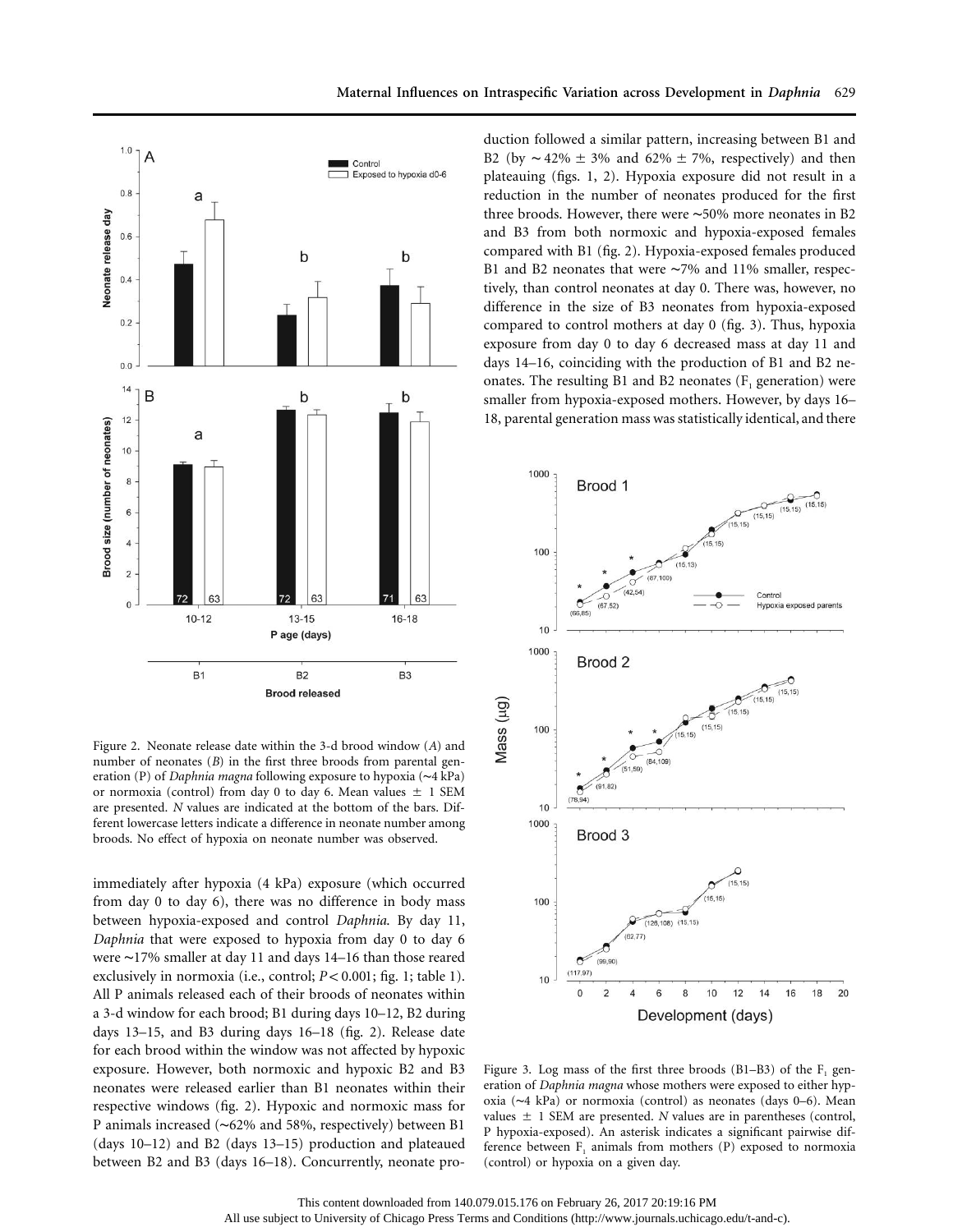Figure 2. Neonate release date within the 3-d brood window (*A*) and number of neonates (*B*) in the first three broods from parental generation (P) of *Daphnia magna* following exposure to hypoxia (∼4 kPa) or normoxia (control) from day 0 to day 6. Mean values ± 1 SEM are presented. *N* values are indicated at the bottom of the bars. Different lowercase letters indicate a difference in neonate number among broods. No effect of hypoxia on neonate number was observed.

immediately after hypoxia (4 kPa) exposure (which occurred from day 0 to day 6), there was no difference in body mass between hypoxia-exposed and control *Daphnia*. By day 11, *Daphnia* that were exposed to hypoxia from day 0 to day 6 were ∼17% smaller at day 11 and days 14–16 than those reared exclusively in normoxia (i.e., control; $P < 0.001$; fig. 1; table 1). All P animals released each of their broods of neonates within a 3-d window for each brood; B1 during days 10–12, B2 during days 13–15, and B3 during days 16–18 (fig. 2). Release date for each brood within the window was not affected by hypoxic exposure. However, both normoxic and hypoxic B2 and B3 neonates were released earlier than B1 neonates within their respective windows (fig. 2). Hypoxic and normoxic mass for P animals increased (∼62% and 58%, respectively) between B1 (days 10–12) and B2 (days 13–15) production and plateaued between B2 and B3 (days 16–18). Concurrently, neonate production followed a similar pattern, increasing between B1 and B2 (by ∼42% ± 3% and 62% ± 7%, respectively) and then plateauing (figs. 1, 2). Hypoxia exposure did not result in a reduction in the number of neonates produced for the first three broods. However, there were ∼50% more neonates in B2 and B3 from both normoxic and hypoxia-exposed females compared with B1 (fig. 2). Hypoxia-exposed females produced B1 and B2 neonates that were ∼7% and 11% smaller, respectively, than control neonates at day 0. There was, however, no difference in the size of B3 neonates from hypoxia-exposed compared to control mothers at day 0 (fig. 3). Thus, hypoxia exposure from day 0 to day 6 decreased mass at day 11 and days 14–16, coinciding with the production of B1 and B2 neonates. The resulting B1 and B2 neonates ($F_1$ generation) were smaller from hypoxia-exposed mothers. However, by days 16–18, parental generation mass was statistically identical, and there

Figure 3. Log mass of the first three broods (B1–B3) of the $F_1$ generation of *Daphnia magna* whose mothers were exposed to either hypoxia (∼4 kPa) or normoxia (control) as neonates (days 0–6). Mean values ± 1 SEM are presented. *N* values are in parentheses (control, P hypoxia-exposed). An asterisk indicates a significant pairwise difference between $F_1$ animals from mothers (P) exposed to normoxia (control) or hypoxia on a given day.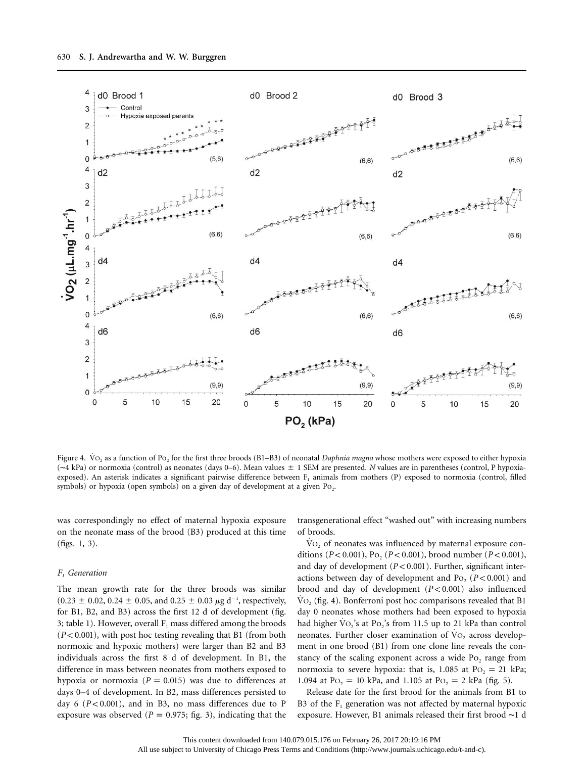Figure 4. $\dot{V}O_2$ as a function of $P_{O_2}$ for the first three broods (B1–B3) of neonatal *Daphnia magna* whose mothers were exposed to either hypoxia (~4 kPa) or normoxia (control) as neonates (days 0–6). Mean values ± 1 SEM are presented. *N* values are in parentheses (control, P hypoxia-exposed). An asterisk indicates a significant pairwise difference between $F_1$ animals from mothers (P) exposed to normoxia (control, filled symbols) or hypoxia (open symbols) on a given day of development at a given $P_{O_2}$.

was correspondingly no effect of maternal hypoxia exposure on the neonate mass of the brood (B3) produced at this time (figs. 1, 3).

### *$F_1$ Generation*

The mean growth rate for the three broods was similar (0.23 ± 0.02, 0.24 ± 0.05, and 0.25 ± 0.03 μg $d^{-1}$, respectively, for B1, B2, and B3) across the first 12 d of development (fig. 3; table 1). However, overall $F_1$ mass differed among the broods ($P < 0.001$), with post hoc testing revealing that B1 (from both normoxic and hypoxic mothers) were larger than B2 and B3 individuals across the first 8 d of development. In B1, the difference in mass between neonates from mothers exposed to hypoxia or normoxia ($P = 0.015$) was due to differences at days 0–4 of development. In B2, mass differences persisted to day 6 ($P < 0.001$), and in B3, no mass differences due to P exposure was observed ($P = 0.975$; fig. 3), indicating that the transgenerational effect "washed out" with increasing numbers of broods.

$\dot{V}O_2$ of neonates was influenced by maternal exposure conditions ($P < 0.001$), $P_{O_2}$ ($P < 0.001$), brood number ($P < 0.001$), and day of development ($P < 0.001$). Further, significant interactions between day of development and $P_{O_2}$ ($P < 0.001$) and brood and day of development ($P < 0.001$) also influenced $\dot{V}O_2$ (fig. 4). Bonferroni post hoc comparisons revealed that B1 day 0 neonates whose mothers had been exposed to hypoxia had higher $\dot{V}O_2$'s at $P_{O_2}$'s from 11.5 up to 21 kPa than control neonates. Further closer examination of $\dot{V}O_2$ across development in one brood (B1) from one clone line reveals the constancy of the scaling exponent across a wide $P_{O_2}$ range from normoxia to severe hypoxia: that is, 1.085 at $P_{O_2} = 21$ kPa; 1.094 at $P_{O_2} = 10$ kPa, and 1.105 at $P_{O_2} = 2$ kPa (fig. 5).

Release date for the first brood for the animals from B1 to B3 of the $F_1$ generation was not affected by maternal hypoxic exposure. However, B1 animals released their first brood ~1 d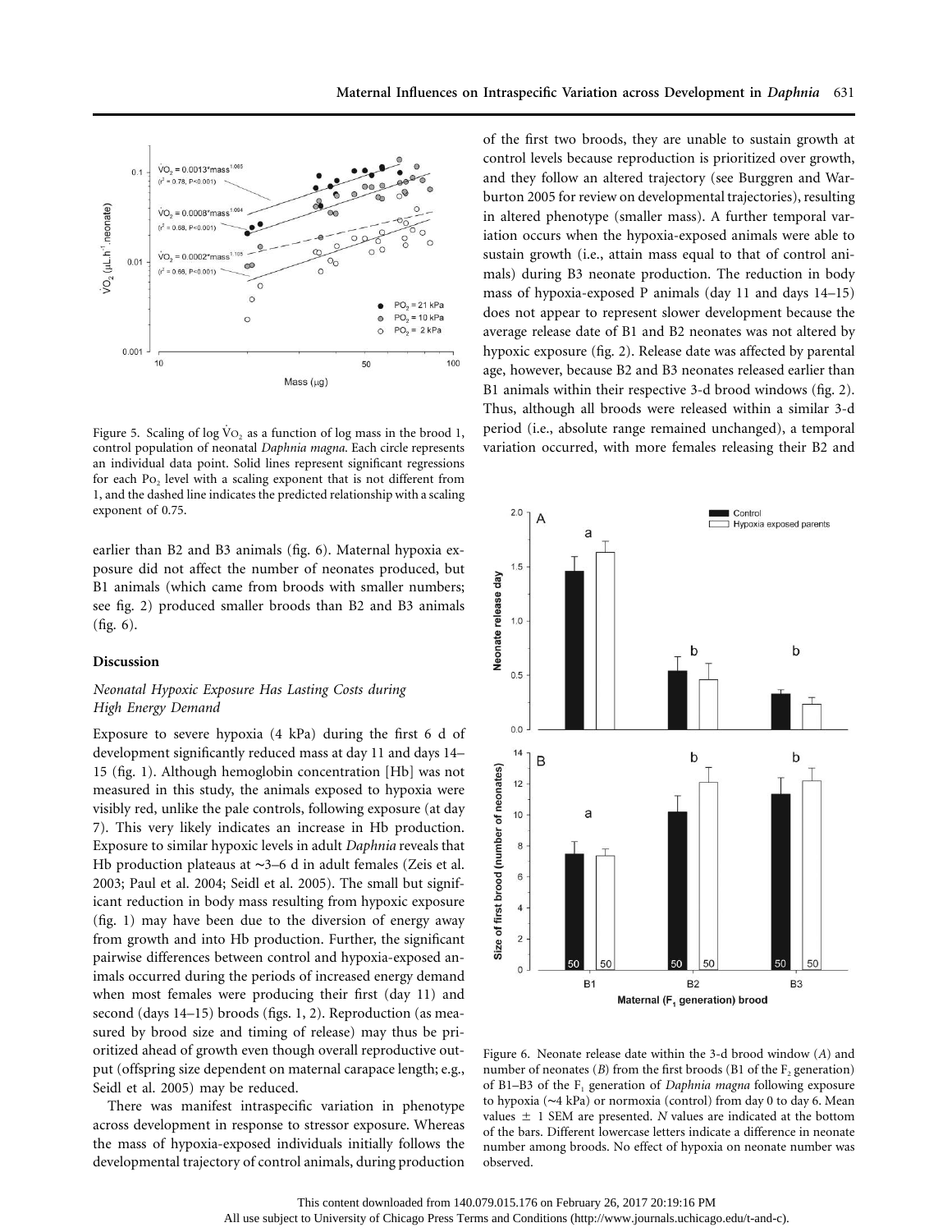Figure 5. Scaling of log $\dot{V}O_2$ as a function of log mass in the brood 1, control population of neonatal *Daphnia magna*. Each circle represents an individual data point. Solid lines represent significant regressions for each $Po_2$ level with a scaling exponent that is not different from 1, and the dashed line indicates the predicted relationship with a scaling exponent of 0.75.

earlier than B2 and B3 animals (fig. 6). Maternal hypoxia exposure did not affect the number of neonates produced, but B1 animals (which came from broods with smaller numbers; see fig. 2) produced smaller broods than B2 and B3 animals (fig. 6).

## Discussion

### *Neonatal Hypoxic Exposure Has Lasting Costs during High Energy Demand*

Exposure to severe hypoxia (4 kPa) during the first 6 d of development significantly reduced mass at day 11 and days 14–15 (fig. 1). Although hemoglobin concentration [Hb] was not measured in this study, the animals exposed to hypoxia were visibly red, unlike the pale controls, following exposure (at day 7). This very likely indicates an increase in Hb production. Exposure to similar hypoxic levels in adult *Daphnia* reveals that Hb production plateaus at ~3–6 d in adult females (Zeis et al. 2003; Paul et al. 2004; Seidl et al. 2005). The small but significant reduction in body mass resulting from hypoxic exposure (fig. 1) may have been due to the diversion of energy away from growth and into Hb production. Further, the significant pairwise differences between control and hypoxia-exposed animals occurred during the periods of increased energy demand when most females were producing their first (day 11) and second (days 14–15) broods (figs. 1, 2). Reproduction (as measured by brood size and timing of release) may thus be prioritized ahead of growth even though overall reproductive output (offspring size dependent on maternal carapace length; e.g., Seidl et al. 2005) may be reduced.

There was manifest intraspecific variation in phenotype across development in response to stressor exposure. Whereas the mass of hypoxia-exposed individuals initially follows the developmental trajectory of control animals, during production of the first two broods, they are unable to sustain growth at control levels because reproduction is prioritized over growth, and they follow an altered trajectory (see Burggren and Warburton 2005 for review on developmental trajectories), resulting in altered phenotype (smaller mass). A further temporal variation occurs when the hypoxia-exposed animals were able to sustain growth (i.e., attain mass equal to that of control animals) during B3 neonate production. The reduction in body mass of hypoxia-exposed P animals (day 11 and days 14–15) does not appear to represent slower development because the average release date of B1 and B2 neonates was not altered by hypoxic exposure (fig. 2). Release date was affected by parental age, however, because B2 and B3 neonates released earlier than B1 animals within their respective 3-d brood windows (fig. 2). Thus, although all broods were released within a similar 3-d period (i.e., absolute range remained unchanged), a temporal variation occurred, with more females releasing their B2 and

Figure 6. Neonate release date within the 3-d brood window (*A*) and number of neonates (*B*) from the first broods (B1 of the $F_2$ generation) of B1–B3 of the $F_1$ generation of *Daphnia magna* following exposure to hypoxia (~4 kPa) or normoxia (control) from day 0 to day 6. Mean values ± 1 SEM are presented. *N* values are indicated at the bottom of the bars. Different lowercase letters indicate a difference in neonate number among broods. No effect of hypoxia on neonate number was observed.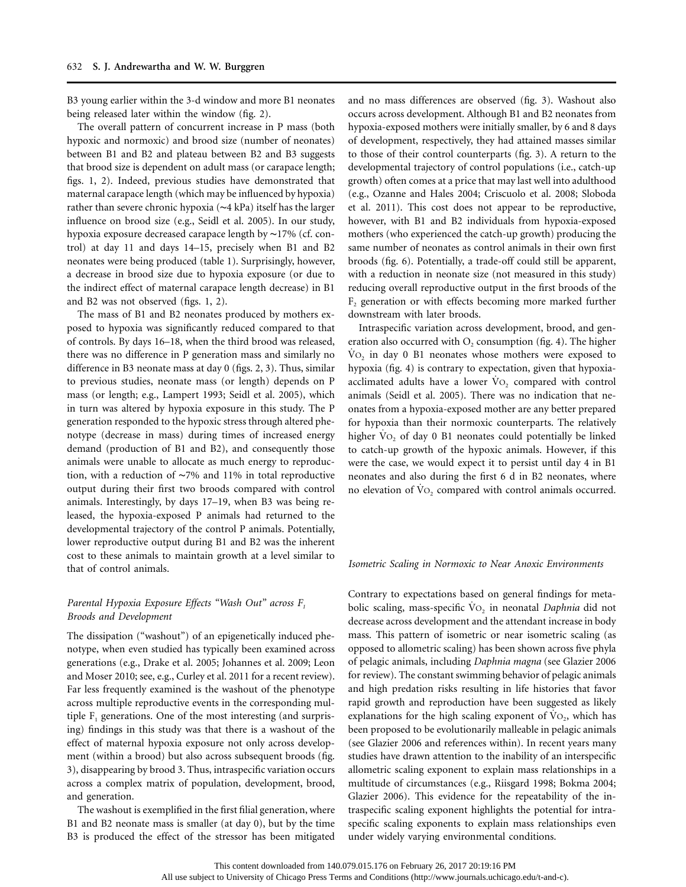B3 young earlier within the 3-d window and more B1 neonates being released later within the window (fig. 2).

The overall pattern of concurrent increase in P mass (both hypoxic and normoxic) and brood size (number of neonates) between B1 and B2 and plateau between B2 and B3 suggests that brood size is dependent on adult mass (or carapace length; figs. 1, 2). Indeed, previous studies have demonstrated that maternal carapace length (which may be influenced by hypoxia) rather than severe chronic hypoxia (~4 kPa) itself has the larger influence on brood size (e.g., Seidl et al. 2005). In our study, hypoxia exposure decreased carapace length by ~17% (cf. control) at day 11 and days 14–15, precisely when B1 and B2 neonates were being produced (table 1). Surprisingly, however, a decrease in brood size due to hypoxia exposure (or due to the indirect effect of maternal carapace length decrease) in B1 and B2 was not observed (figs. 1, 2).

The mass of B1 and B2 neonates produced by mothers exposed to hypoxia was significantly reduced compared to that of controls. By days 16–18, when the third brood was released, there was no difference in P generation mass and similarly no difference in B3 neonate mass at day 0 (figs. 2, 3). Thus, similar to previous studies, neonate mass (or length) depends on P mass (or length; e.g., Lampert 1993; Seidl et al. 2005), which in turn was altered by hypoxia exposure in this study. The P generation responded to the hypoxic stress through altered phenotype (decrease in mass) during times of increased energy demand (production of B1 and B2), and consequently those animals were unable to allocate as much energy to reproduction, with a reduction of ~7% and 11% in total reproductive output during their first two broods compared with control animals. Interestingly, by days 17–19, when B3 was being released, the hypoxia-exposed P animals had returned to the developmental trajectory of the control P animals. Potentially, lower reproductive output during B1 and B2 was the inherent cost to these animals to maintain growth at a level similar to that of control animals.

### *Parental Hypoxia Exposure Effects "Wash Out" across $F_1$ Broods and Development*

The dissipation ("washout") of an epigenetically induced phenotype, when even studied has typically been examined across generations (e.g., Drake et al. 2005; Johannes et al. 2009; Leon and Moser 2010; see, e.g., Curley et al. 2011 for a recent review). Far less frequently examined is the washout of the phenotype across multiple reproductive events in the corresponding multiple $F_1$ generations. One of the most interesting (and surprising) findings in this study was that there is a washout of the effect of maternal hypoxia exposure not only across development (within a brood) but also across subsequent broods (fig. 3), disappearing by brood 3. Thus, intraspecific variation occurs across a complex matrix of population, development, brood, and generation.

The washout is exemplified in the first filial generation, where B1 and B2 neonate mass is smaller (at day 0), but by the time B3 is produced the effect of the stressor has been mitigated and no mass differences are observed (fig. 3). Washout also occurs across development. Although B1 and B2 neonates from hypoxia-exposed mothers were initially smaller, by 6 and 8 days of development, respectively, they had attained masses similar to those of their control counterparts (fig. 3). A return to the developmental trajectory of control populations (i.e., catch-up growth) often comes at a price that may last well into adulthood (e.g., Ozanne and Hales 2004; Criscuolo et al. 2008; Sloboda et al. 2011). This cost does not appear to be reproductive, however, with B1 and B2 individuals from hypoxia-exposed mothers (who experienced the catch-up growth) producing the same number of neonates as control animals in their own first broods (fig. 6). Potentially, a trade-off could still be apparent, with a reduction in neonate size (not measured in this study) reducing overall reproductive output in the first broods of the $F_2$ generation or with effects becoming more marked further downstream with later broods.

Intraspecific variation across development, brood, and generation also occurred with $O_2$ consumption (fig. 4). The higher $\dot{V}O_2$ in day 0 B1 neonates whose mothers were exposed to hypoxia (fig. 4) is contrary to expectation, given that hypoxia-acclimated adults have a lower $\dot{V}O_2$ compared with control animals (Seidl et al. 2005). There was no indication that neonates from a hypoxia-exposed mother are any better prepared for hypoxia than their normoxic counterparts. The relatively higher $\dot{V}O_2$ of day 0 B1 neonates could potentially be linked to catch-up growth of the hypoxic animals. However, if this were the case, we would expect it to persist until day 4 in B1 neonates and also during the first 6 d in B2 neonates, where no elevation of $\dot{V}O_2$ compared with control animals occurred.

### *Isometric Scaling in Normoxic to Near Anoxic Environments*

Contrary to expectations based on general findings for metabolic scaling, mass-specific $\dot{V}O_2$ in neonatal *Daphnia* did not decrease across development and the attendant increase in body mass. This pattern of isometric or near isometric scaling (as opposed to allometric scaling) has been shown across five phyla of pelagic animals, including *Daphnia magna* (see Glazier 2006 for review). The constant swimming behavior of pelagic animals and high predation risks resulting in life histories that favor rapid growth and reproduction have been suggested as likely explanations for the high scaling exponent of $\dot{V}O_2$, which has been proposed to be evolutionarily malleable in pelagic animals (see Glazier 2006 and references within). In recent years many studies have drawn attention to the inability of an interspecific allometric scaling exponent to explain mass relationships in a multitude of circumstances (e.g., Riisgard 1998; Bokma 2004; Glazier 2006). This evidence for the repeatability of the intraspecific scaling exponent highlights the potential for intraspecific scaling exponents to explain mass relationships even under widely varying environmental conditions.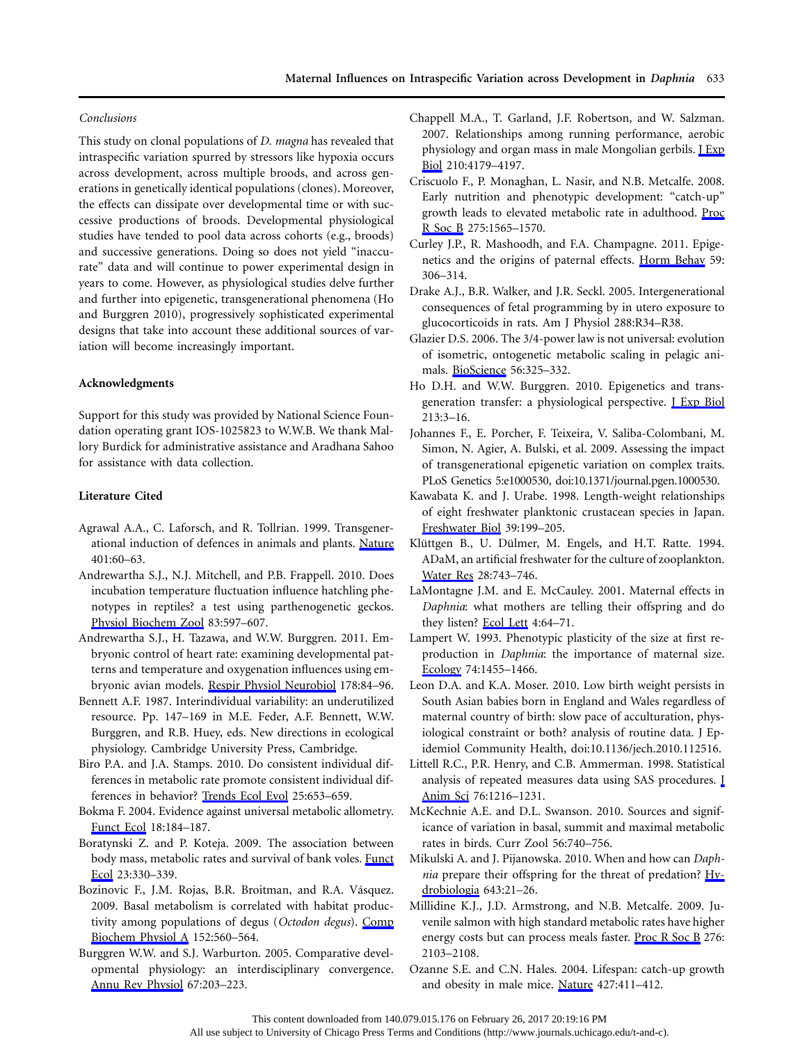*Conclusions*

This study on clonal populations of *D. magna* has revealed that intraspecific variation spurred by stressors like hypoxia occurs across development, across multiple broods, and across generations in genetically identical populations (clones). Moreover, the effects can dissipate over developmental time or with successive productions of broods. Developmental physiological studies have tended to pool data across cohorts (e.g., broods) and successive generations. Doing so does not yield "inaccurate" data and will continue to power experimental design in years to come. However, as physiological studies delve further and further into epigenetic, transgenerational phenomena (Ho and Burggren 2010), progressively sophisticated experimental designs that take into account these additional sources of variation will become increasingly important.

### Acknowledgments

Support for this study was provided by National Science Foundation operating grant IOS-1025823 to W.W.B. We thank Mallory Burdick for administrative assistance and Aradhana Sahoo for assistance with data collection.

### Literature Cited

Agrawal A.A., C. Laforsch, and R. Tollrian. 1999. Transgenerational induction of defences in animals and plants. Nature 401:60–63.

Andrewartha S.J., N.J. Mitchell, and P.B. Frappell. 2010. Does incubation temperature fluctuation influence hatchling phenotypes in reptiles? a test using parthenogenetic geckos. Physiol Biochem Zool 83:597–607.

Andrewartha S.J., H. Tazawa, and W.W. Burggren. 2011. Embryonic control of heart rate: examining developmental patterns and temperature and oxygenation influences using embryonic avian models. Respir Physiol Neurobiol 178:84–96.

Bennett A.F. 1987. Interindividual variability: an underutilized resource. Pp. 147–169 in M.E. Feder, A.F. Bennett, W.W. Burggren, and R.B. Huey, eds. New directions in ecological physiology. Cambridge University Press, Cambridge.

Biro P.A. and J.A. Stamps. 2010. Do consistent individual differences in metabolic rate promote consistent individual differences in behavior? Trends Ecol Evol 25:653–659.

Bokma F. 2004. Evidence against universal metabolic allometry. Funct Ecol 18:184–187.

Boratynski Z. and P. Koteja. 2009. The association between body mass, metabolic rates and survival of bank voles. Funct Ecol 23:330–339.

Bozinovic F., J.M. Rojas, B.R. Broitman, and R.A. Vásquez. 2009. Basal metabolism is correlated with habitat productivity among populations of degus (*Octodon degus*). Comp Biochem Physiol A 152:560–564.

Burggren W.W. and S.J. Warburton. 2005. Comparative developmental physiology: an interdisciplinary convergence. Annu Rev Physiol 67:203–223.

Chappell M.A., T. Garland, J.F. Robertson, and W. Salzman. 2007. Relationships among running performance, aerobic physiology and organ mass in male Mongolian gerbils. J Exp Biol 210:4179–4197.

Criscuolo F., P. Monaghan, L. Nasir, and N.B. Metcalfe. 2008. Early nutrition and phenotypic development: "catch-up" growth leads to elevated metabolic rate in adulthood. Proc R Soc B 275:1565–1570.

Curley J.P., R. Mashoodh, and F.A. Champagne. 2011. Epigenetics and the origins of paternal effects. Horm Behav 59: 306–314.

Drake A.J., B.R. Walker, and J.R. Seckl. 2005. Intergenerational consequences of fetal programming by in utero exposure to glucocorticoids in rats. Am J Physiol 288:R34–R38.

Glazier D.S. 2006. The 3/4-power law is not universal: evolution of isometric, ontogenetic metabolic scaling in pelagic animals. BioScience 56:325–332.

Ho D.H. and W.W. Burggren. 2010. Epigenetics and transgeneration transfer: a physiological perspective. J Exp Biol 213:3–16.

Johannes F., E. Porcher, F. Teixeira, V. Saliba-Colombani, M. Simon, N. Agier, A. Bulski, et al. 2009. Assessing the impact of transgenerational epigenetic variation on complex traits. PLoS Genetics 5:e1000530, doi:10.1371/journal.pgen.1000530.

Kawabata K. and J. Urabe. 1998. Length-weight relationships of eight freshwater planktonic crustacean species in Japan. Freshwater Biol 39:199–205.

Klüttgen B., U. Dülmer, M. Engels, and H.T. Ratte. 1994. ADaM, an artificial freshwater for the culture of zooplankton. Water Res 28:743–746.

LaMontagne J.M. and E. McCauley. 2001. Maternal effects in *Daphnia*: what mothers are telling their offspring and do they listen? Ecol Lett 4:64–71.

Lampert W. 1993. Phenotypic plasticity of the size at first reproduction in *Daphnia*: the importance of maternal size. Ecology 74:1455–1466.

Leon D.A. and K.A. Moser. 2010. Low birth weight persists in South Asian babies born in England and Wales regardless of maternal country of birth: slow pace of acculturation, physiological constraint or both? analysis of routine data. J Epidemiol Community Health, doi:10.1136/jech.2010.112516.

Littell R.C., P.R. Henry, and C.B. Ammerman. 1998. Statistical analysis of repeated measures data using SAS procedures. J Anim Sci 76:1216–1231.

McKechnie A.E. and D.L. Swanson. 2010. Sources and significance of variation in basal, summit and maximal metabolic rates in birds. Curr Zool 56:740–756.

Mikulski A. and J. Pijanowska. 2010. When and how can *Daphnia* prepare their offspring for the threat of predation? Hydrobiologia 643:21–26.

Millidine K.J., J.D. Armstrong, and N.B. Metcalfe. 2009. Juvenile salmon with high standard metabolic rates have higher energy costs but can process meals faster. Proc R Soc B 276: 2103–2108.

Ozanne S.E. and C.N. Hales. 2004. Lifespan: catch-up growth and obesity in male mice. Nature 427:411–412.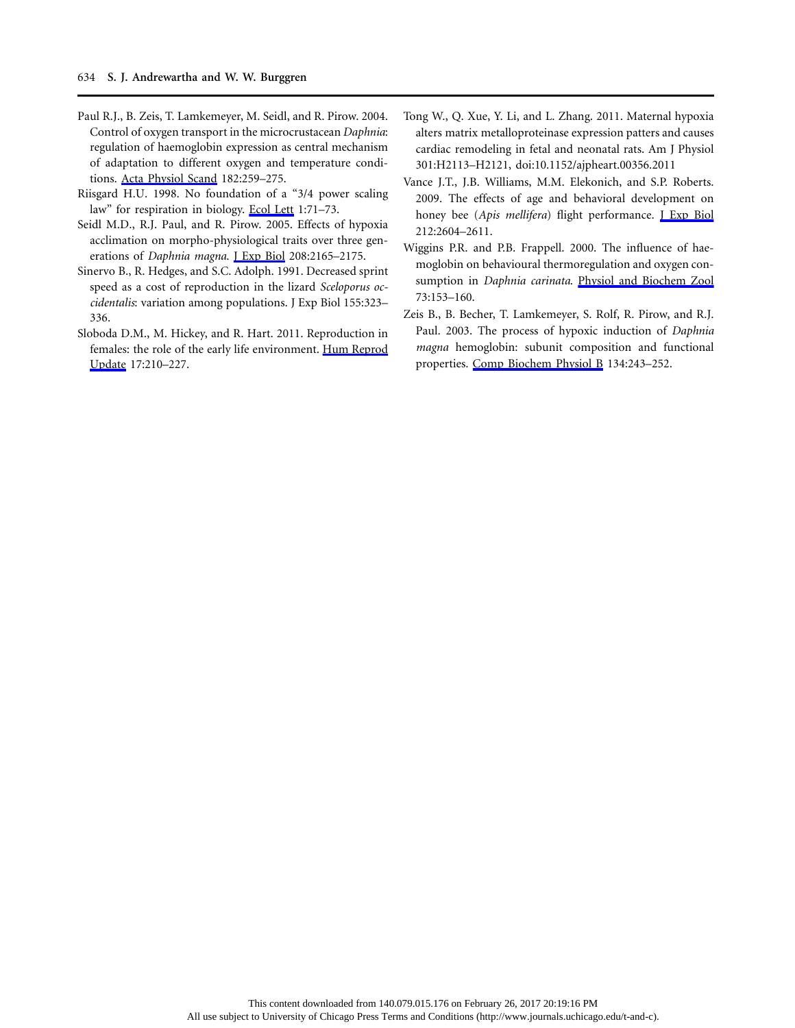Paul R.J., B. Zeis, T. Lamkemeyer, M. Seidl, and R. Pirow. 2004. Control of oxygen transport in the microcrustacean *Daphnia*: regulation of haemoglobin expression as central mechanism of adaptation to different oxygen and temperature conditions. Acta Physiol Scand 182:259–275.

Riisgard H.U. 1998. No foundation of a "3/4 power scaling law" for respiration in biology. Ecol Lett 1:71–73.

Seidl M.D., R.J. Paul, and R. Pirow. 2005. Effects of hypoxia acclimation on morpho-physiological traits over three generations of *Daphnia magna*. J Exp Biol 208:2165–2175.

Sinervo B., R. Hedges, and S.C. Adolph. 1991. Decreased sprint speed as a cost of reproduction in the lizard *Sceloporus occidentalis*: variation among populations. J Exp Biol 155:323–336.

Sloboda D.M., M. Hickey, and R. Hart. 2011. Reproduction in females: the role of the early life environment. Hum Reprod Update 17:210–227.

Tong W., Q. Xue, Y. Li, and L. Zhang. 2011. Maternal hypoxia alters matrix metalloproteinase expression patterns and causes cardiac remodeling in fetal and neonatal rats. Am J Physiol 301:H2113–H2121, doi:10.1152/ajpheart.00356.2011

Vance J.T., J.B. Williams, M.M. Elekonich, and S.P. Roberts. 2009. The effects of age and behavioral development on honey bee (*Apis mellifera*) flight performance. J Exp Biol 212:2604–2611.

Wiggins P.R. and P.B. Frappell. 2000. The influence of haemoglobin on behavioural thermoregulation and oxygen consumption in *Daphnia carinata*. Physiol and Biochem Zool 73:153–160.

Zeis B., B. Becher, T. Lamkemeyer, S. Rolf, R. Pirow, and R.J. Paul. 2003. The process of hypoxic induction of *Daphnia magna* hemoglobin: subunit composition and functional properties. Comp Biochem Physiol B 134:243–252.